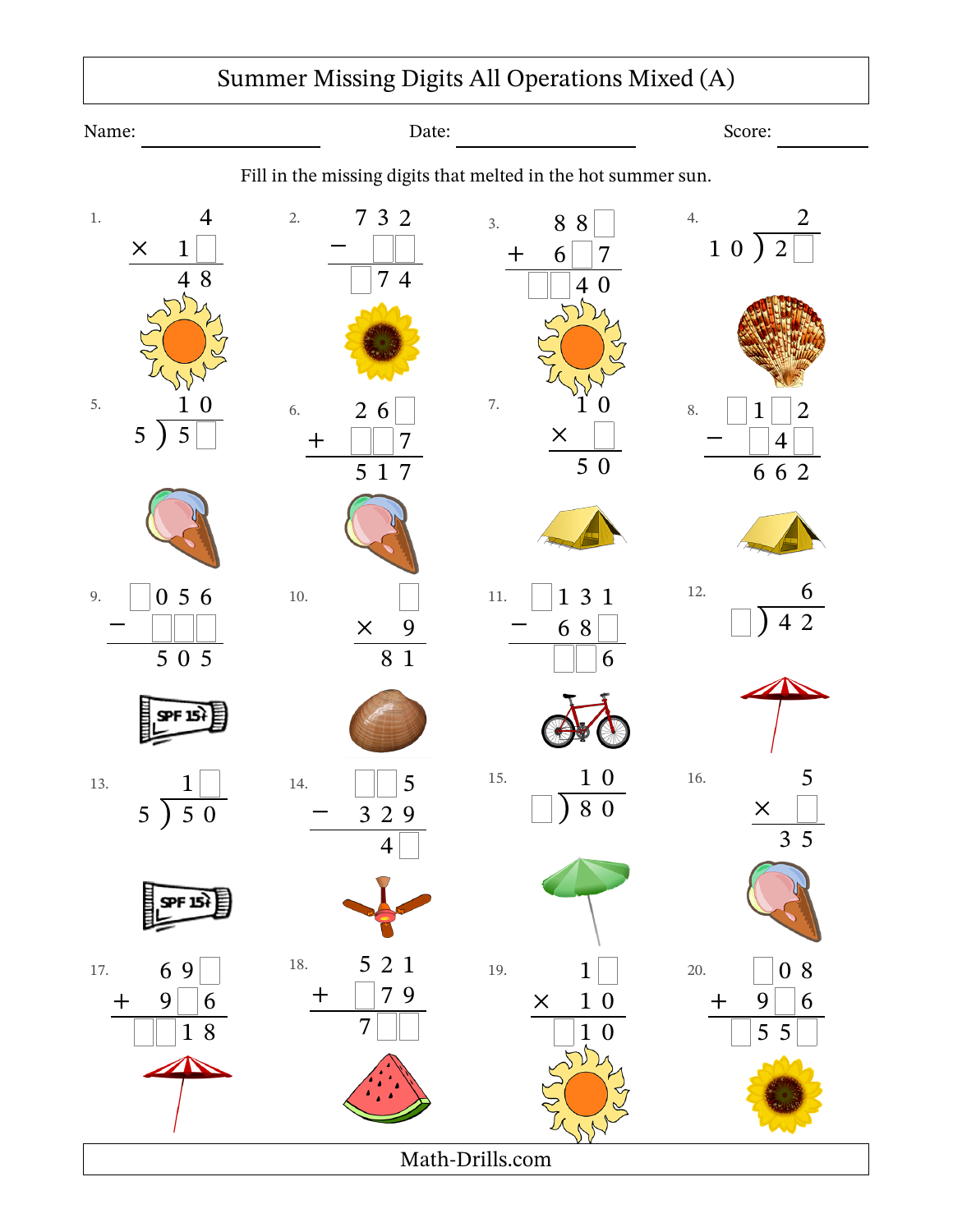# Summer Missing Digits All Operations Mixed (A)

Name: ______________ Date: ______________ Score: ________

Fill in the missing digits that melted in the hot summer sun.

1.
```
    4
×  1□
   48
```

2.
```
  732
− □□
  □74
```

3.
```
  88□
+ 6□7
 □□40
```

4.
```
      2
10 ) 2□
```

5.
```
    10
5 ) 5□
```

6.
```
  26□
+ □□7
  517
```

7.
```
   10
×   □
   50
```

8.
```
 □1□2
− □4□
  662
```

9.
```
 □056
− □□□
  505
```

10.
```
    □
×   9
   81
```

11.
```
 □131
−  68□
   □□6
```

12.
```
     6
□ ) 42
```

13.
```
    1□
5 ) 50
```

14.
```
  □□5
− 329
   4□
```

15.
```
    10
□ ) 80
```

16.
```
    5
×   □
   35
```

17.
```
   69□
+  9□6
 □□18
```

18.
```
  521
+ □79
  7□□
```

19.
```
   1□
×  10
  □10
```

20.
```
  □08
+ 9□6
 □55□
```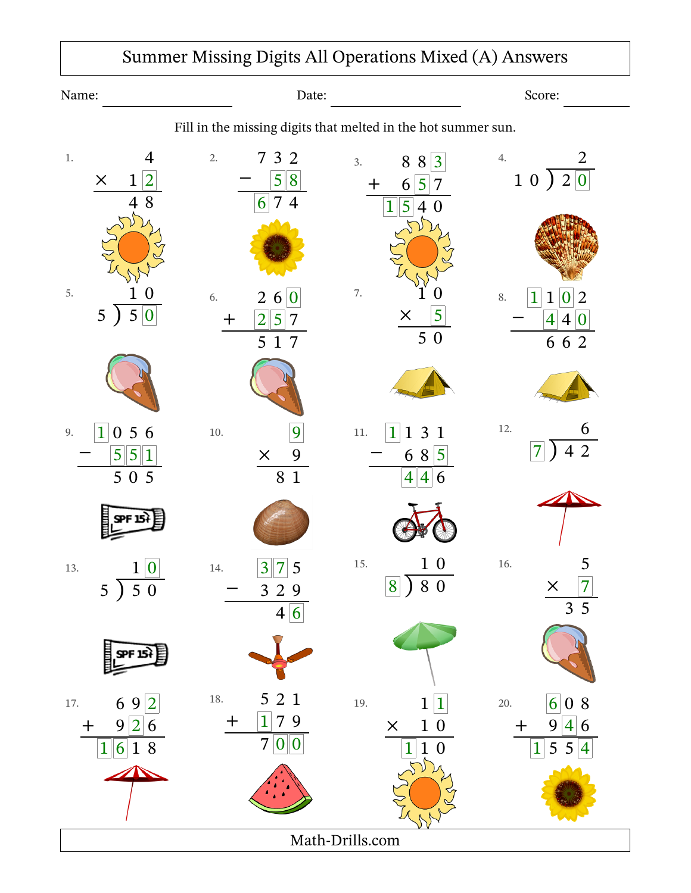# Summer Missing Digits All Operations Mixed (A) Answers

Name: ____________ Date: ____________ Score: ________

Fill in the missing digits that melted in the hot summer sun.

1. $4 \times 12 = 48$

2. $732 - 58 = 674$

3. $883 + 657 = 1540$

4. $20 \div 10 = 2$

5. $50 \div 5 = 10$

6. $260 + 257 = 517$

7. $10 \times 5 = 50$

8. $1102 - 440 = 662$

9. $1056 - 551 = 505$

10. $9 \times 9 = 81$

11. $1131 - 685 = 446$

12. $42 \div 7 = 6$

13. $50 \div 5 = 10$

14. $375 - 329 = 46$

15. $80 \div 8 = 10$

16. $5 \times 7 = 35$

17. $692 + 926 = 1618$

18. $521 + 179 = 700$

19. $11 \times 10 = 110$

20. $608 + 946 = 1554$

Math-Drills.com